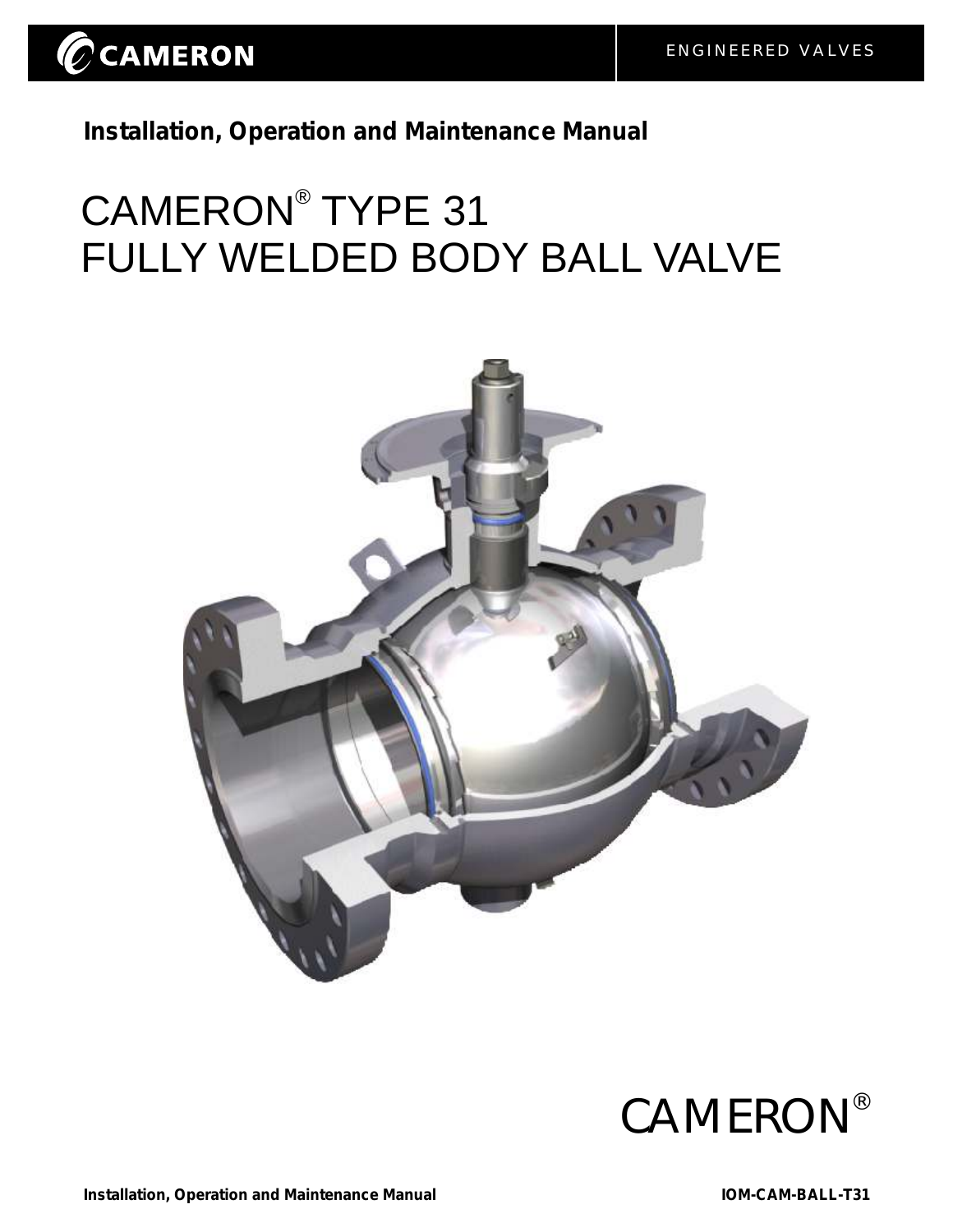CAMERON

ENGINEERED VALVES

**Installation, Operation and Maintenance Manual**

# CAMERON® TYPE 31
# FULLY WELDED BODY BALL VALVE

CAMERON®

**Installation, Operation and Maintenance Manual** **IOM-CAM-BALL-T31**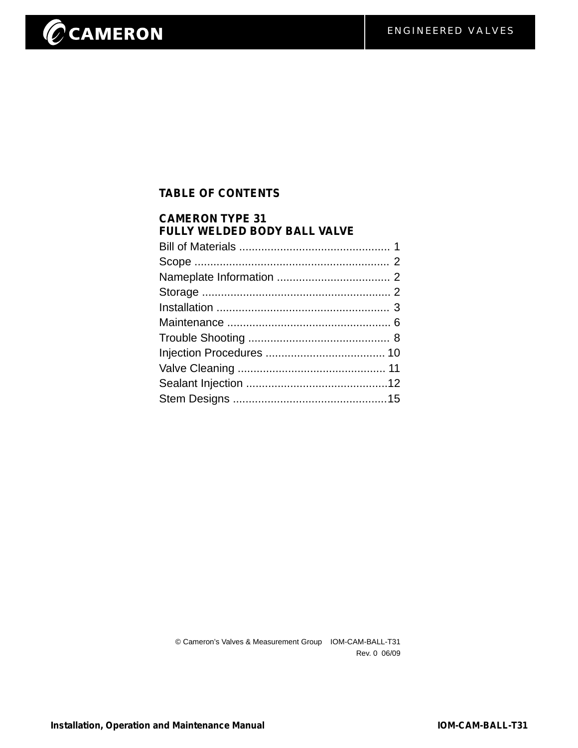## TABLE OF CONTENTS

### CAMERON TYPE 31
### FULLY WELDED BODY BALL VALVE

Bill of Materials ................................................ 1
Scope ............................................................. 2
Nameplate Information .................................... 2
Storage ........................................................... 2
Installation ...................................................... 3
Maintenance .................................................... 6
Trouble Shooting ............................................. 8
Injection Procedures ...................................... 10
Valve Cleaning ............................................... 11
Sealant Injection .............................................12
Stem Designs .................................................15

© Cameron's Valves & Measurement Group IOM-CAM-BALL-T31
Rev. 0 06/09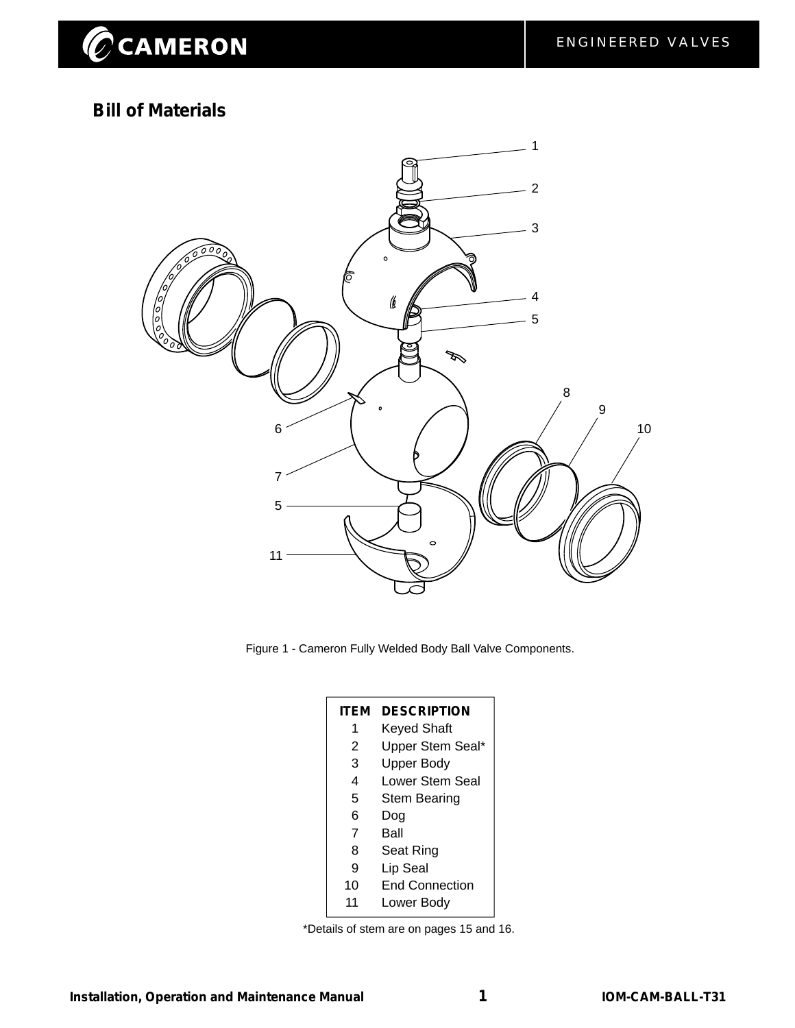## Bill of Materials

Figure 1 - Cameron Fully Welded Body Ball Valve Components.

| ITEM | DESCRIPTION |
|---|---|
| 1 | Keyed Shaft |
| 2 | Upper Stem Seal* |
| 3 | Upper Body |
| 4 | Lower Stem Seal |
| 5 | Stem Bearing |
| 6 | Dog |
| 7 | Ball |
| 8 | Seat Ring |
| 9 | Lip Seal |
| 10 | End Connection |
| 11 | Lower Body |

*Details of stem are on pages 15 and 16.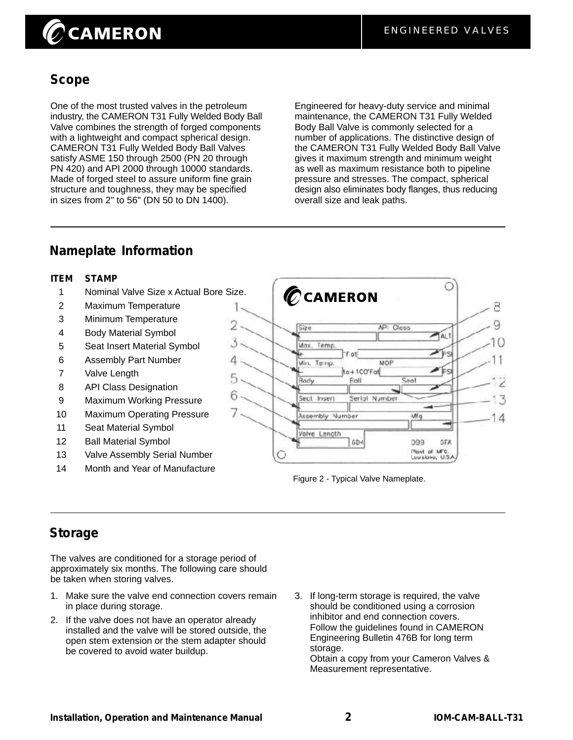## Scope

One of the most trusted valves in the petroleum industry, the CAMERON T31 Fully Welded Body Ball Valve combines the strength of forged components with a lightweight and compact spherical design. CAMERON T31 Fully Welded Body Ball Valves satisfy ASME 150 through 2500 (PN 20 through PN 420) and API 2000 through 10000 standards. Made of forged steel to assure uniform fine grain structure and toughness, they may be specified in sizes from 2" to 56" (DN 50 to DN 1400).

Engineered for heavy-duty service and minimal maintenance, the CAMERON T31 Fully Welded Body Ball Valve is commonly selected for a number of applications. The distinctive design of the CAMERON T31 Fully Welded Body Ball Valve gives it maximum strength and minimum weight as well as maximum resistance both to pipeline pressure and stresses. The compact, spherical design also eliminates body flanges, thus reducing overall size and leak paths.

## Nameplate Information

| ITEM | STAMP |
| --- | --- |
| 1 | Nominal Valve Size x Actual Bore Size. |
| 2 | Maximum Temperature |
| 3 | Minimum Temperature |
| 4 | Body Material Symbol |
| 5 | Seat Insert Material Symbol |
| 6 | Assembly Part Number |
| 7 | Valve Length |
| 8 | API Class Designation |
| 9 | Maximum Working Pressure |
| 10 | Maximum Operating Pressure |
| 11 | Seat Material Symbol |
| 12 | Ball Material Symbol |
| 13 | Valve Assembly Serial Number |
| 14 | Month and Year of Manufacture |

Figure 2 - Typical Valve Nameplate.

## Storage

The valves are conditioned for a storage period of approximately six months. The following care should be taken when storing valves.

1. Make sure the valve end connection covers remain in place during storage.
2. If the valve does not have an operator already installed and the valve will be stored outside, the open stem extension or the stem adapter should be covered to avoid water buildup.
3. If long-term storage is required, the valve should be conditioned using a corrosion inhibitor and end connection covers. Follow the guidelines found in CAMERON Engineering Bulletin 476B for long term storage. Obtain a copy from your Cameron Valves & Measurement representative.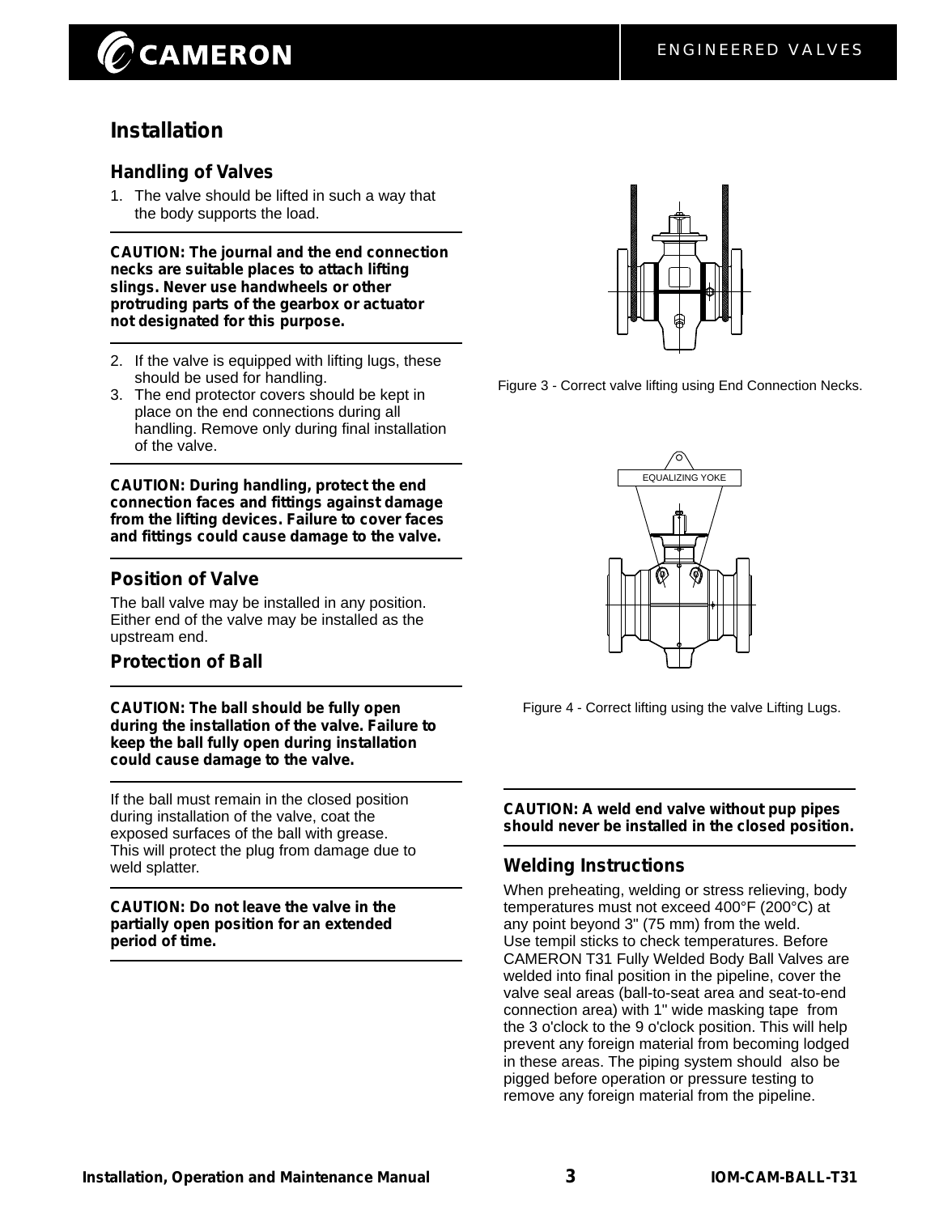# Installation

## Handling of Valves

1. The valve should be lifted in such a way that the body supports the load.

**CAUTION: The journal and the end connection necks are suitable places to attach lifting slings. Never use handwheels or other protruding parts of the gearbox or actuator not designated for this purpose.**

2. If the valve is equipped with lifting lugs, these should be used for handling.
3. The end protector covers should be kept in place on the end connections during all handling. Remove only during final installation of the valve.

**CAUTION: During handling, protect the end connection faces and fittings against damage from the lifting devices. Failure to cover faces and fittings could cause damage to the valve.**

## Position of Valve

The ball valve may be installed in any position. Either end of the valve may be installed as the upstream end.

## Protection of Ball

**CAUTION: The ball should be fully open during the installation of the valve. Failure to keep the ball fully open during installation could cause damage to the valve.**

If the ball must remain in the closed position during installation of the valve, coat the exposed surfaces of the ball with grease. This will protect the plug from damage due to weld splatter.

**CAUTION: Do not leave the valve in the partially open position for an extended period of time.**

Figure 3 - Correct valve lifting using End Connection Necks.

EQUALIZING YOKE

Figure 4 - Correct lifting using the valve Lifting Lugs.

**CAUTION: A weld end valve without pup pipes should never be installed in the closed position.**

## Welding Instructions

When preheating, welding or stress relieving, body temperatures must not exceed 400°F (200°C) at any point beyond 3" (75 mm) from the weld. Use tempil sticks to check temperatures. Before CAMERON T31 Fully Welded Body Ball Valves are welded into final position in the pipeline, cover the valve seal areas (ball-to-seat area and seat-to-end connection area) with 1" wide masking tape from the 3 o'clock to the 9 o'clock position. This will help prevent any foreign material from becoming lodged in these areas. The piping system should also be pigged before operation or pressure testing to remove any foreign material from the pipeline.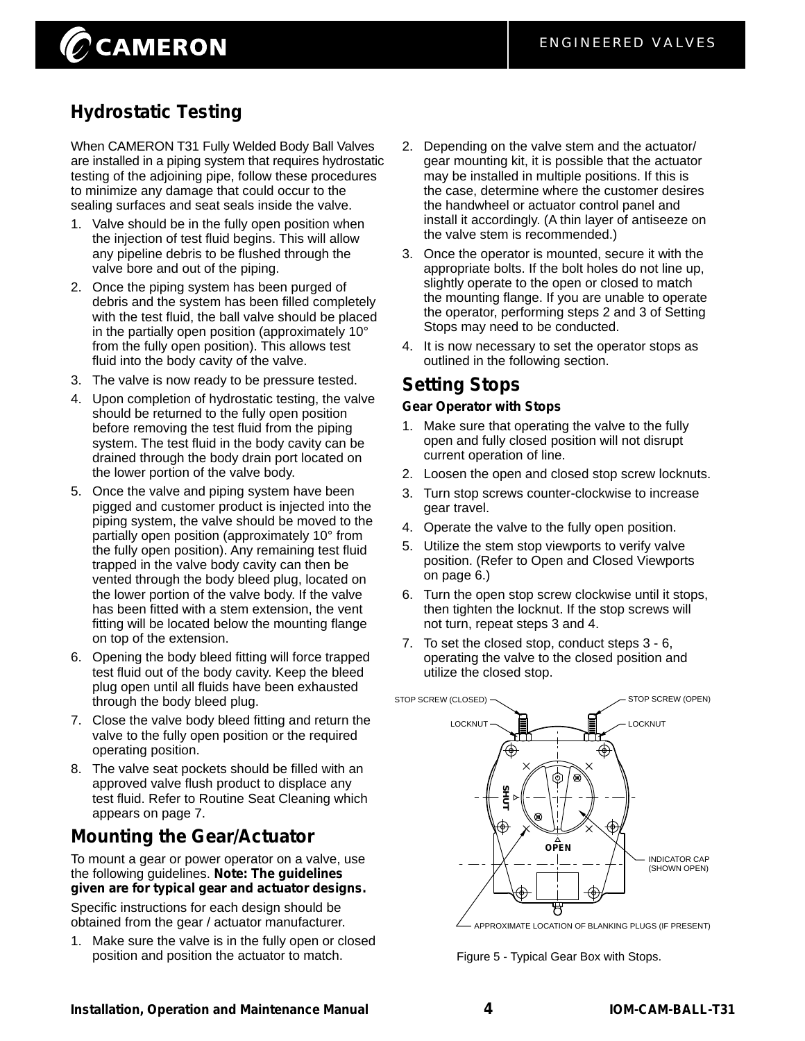## Hydrostatic Testing

When CAMERON T31 Fully Welded Body Ball Valves are installed in a piping system that requires hydrostatic testing of the adjoining pipe, follow these procedures to minimize any damage that could occur to the sealing surfaces and seat seals inside the valve.

1. Valve should be in the fully open position when the injection of test fluid begins. This will allow any pipeline debris to be flushed through the valve bore and out of the piping.
2. Once the piping system has been purged of debris and the system has been filled completely with the test fluid, the ball valve should be placed in the partially open position (approximately 10° from the fully open position). This allows test fluid into the body cavity of the valve.
3. The valve is now ready to be pressure tested.
4. Upon completion of hydrostatic testing, the valve should be returned to the fully open position before removing the test fluid from the piping system. The test fluid in the body cavity can be drained through the body drain port located on the lower portion of the valve body.
5. Once the valve and piping system have been pigged and customer product is injected into the piping system, the valve should be moved to the partially open position (approximately 10° from the fully open position). Any remaining test fluid trapped in the valve body cavity can then be vented through the body bleed plug, located on the lower portion of the valve body. If the valve has been fitted with a stem extension, the vent fitting will be located below the mounting flange on top of the extension.
6. Opening the body bleed fitting will force trapped test fluid out of the body cavity. Keep the bleed plug open until all fluids have been exhausted through the body bleed plug.
7. Close the valve body bleed fitting and return the valve to the fully open position or the required operating position.
8. The valve seat pockets should be filled with an approved valve flush product to displace any test fluid. Refer to Routine Seat Cleaning which appears on page 7.

## Mounting the Gear/Actuator

To mount a gear or power operator on a valve, use the following guidelines. **Note: The guidelines given are for typical gear and actuator designs.**

Specific instructions for each design should be obtained from the gear / actuator manufacturer.

1. Make sure the valve is in the fully open or closed position and position the actuator to match.
2. Depending on the valve stem and the actuator/ gear mounting kit, it is possible that the actuator may be installed in multiple positions. If this is the case, determine where the customer desires the handwheel or actuator control panel and install it accordingly. (A thin layer of antiseeze on the valve stem is recommended.)
3. Once the operator is mounted, secure it with the appropriate bolts. If the bolt holes do not line up, slightly operate to the open or closed to match the mounting flange. If you are unable to operate the operator, performing steps 2 and 3 of Setting Stops may need to be conducted.
4. It is now necessary to set the operator stops as outlined in the following section.

## Setting Stops

### Gear Operator with Stops

1. Make sure that operating the valve to the fully open and fully closed position will not disrupt current operation of line.
2. Loosen the open and closed stop screw locknuts.
3. Turn stop screws counter-clockwise to increase gear travel.
4. Operate the valve to the fully open position.
5. Utilize the stem stop viewports to verify valve position. (Refer to Open and Closed Viewports on page 6.)
6. Turn the open stop screw clockwise until it stops, then tighten the locknut. If the stop screws will not turn, repeat steps 3 and 4.
7. To set the closed stop, conduct steps 3 - 6, operating the valve to the closed position and utilize the closed stop.

STOP SCREW (CLOSED) — STOP SCREW (OPEN) — LOCKNUT — LOCKNUT — SHUT — OPEN — INDICATOR CAP (SHOWN OPEN) — APPROXIMATE LOCATION OF BLANKING PLUGS (IF PRESENT)

Figure 5 - Typical Gear Box with Stops.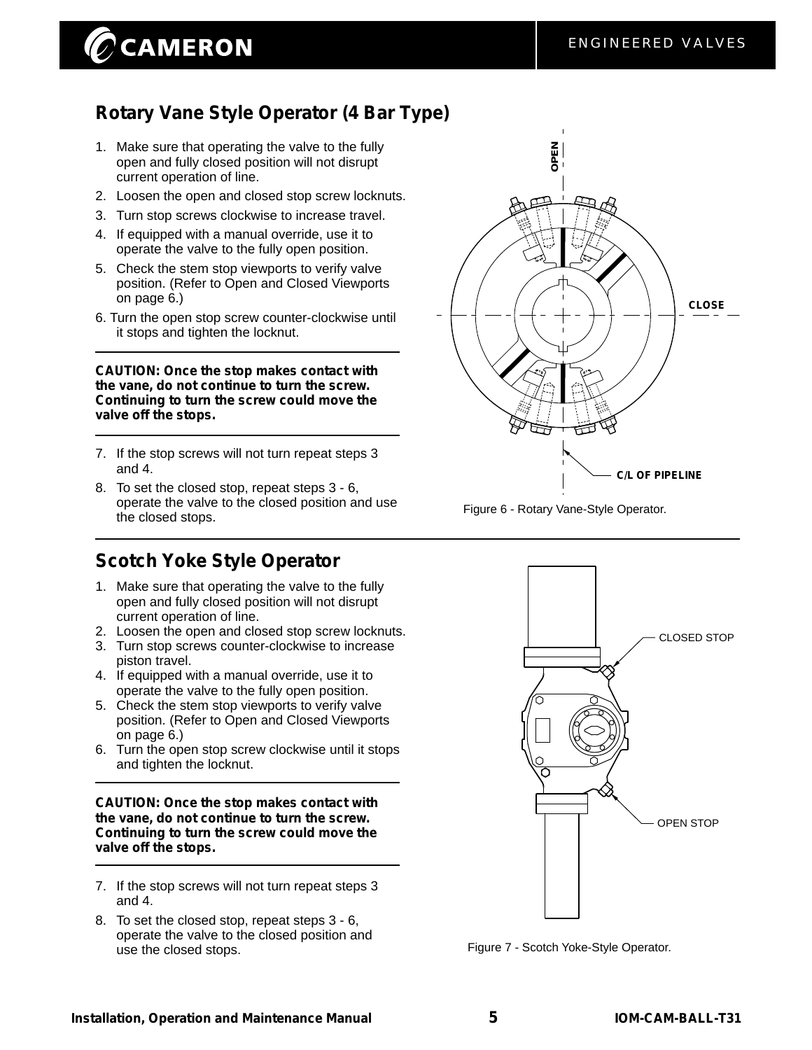## Rotary Vane Style Operator (4 Bar Type)

1. Make sure that operating the valve to the fully open and fully closed position will not disrupt current operation of line.
2. Loosen the open and closed stop screw locknuts.
3. Turn stop screws clockwise to increase travel.
4. If equipped with a manual override, use it to operate the valve to the fully open position.
5. Check the stem stop viewports to verify valve position. (Refer to Open and Closed Viewports on page 6.)
6. Turn the open stop screw counter-clockwise until it stops and tighten the locknut.

**CAUTION: Once the stop makes contact with the vane, do not continue to turn the screw. Continuing to turn the screw could move the valve off the stops.**

7. If the stop screws will not turn repeat steps 3 and 4.
8. To set the closed stop, repeat steps 3 - 6, operate the valve to the closed position and use the closed stops.

Figure 6 - Rotary Vane-Style Operator.

## Scotch Yoke Style Operator

1. Make sure that operating the valve to the fully open and fully closed position will not disrupt current operation of line.
2. Loosen the open and closed stop screw locknuts.
3. Turn stop screws counter-clockwise to increase piston travel.
4. If equipped with a manual override, use it to operate the valve to the fully open position.
5. Check the stem stop viewports to verify valve position. (Refer to Open and Closed Viewports on page 6.)
6. Turn the open stop screw clockwise until it stops and tighten the locknut.

**CAUTION: Once the stop makes contact with the vane, do not continue to turn the screw. Continuing to turn the screw could move the valve off the stops.**

7. If the stop screws will not turn repeat steps 3 and 4.
8. To set the closed stop, repeat steps 3 - 6, operate the valve to the closed position and use the closed stops.

Figure 7 - Scotch Yoke-Style Operator.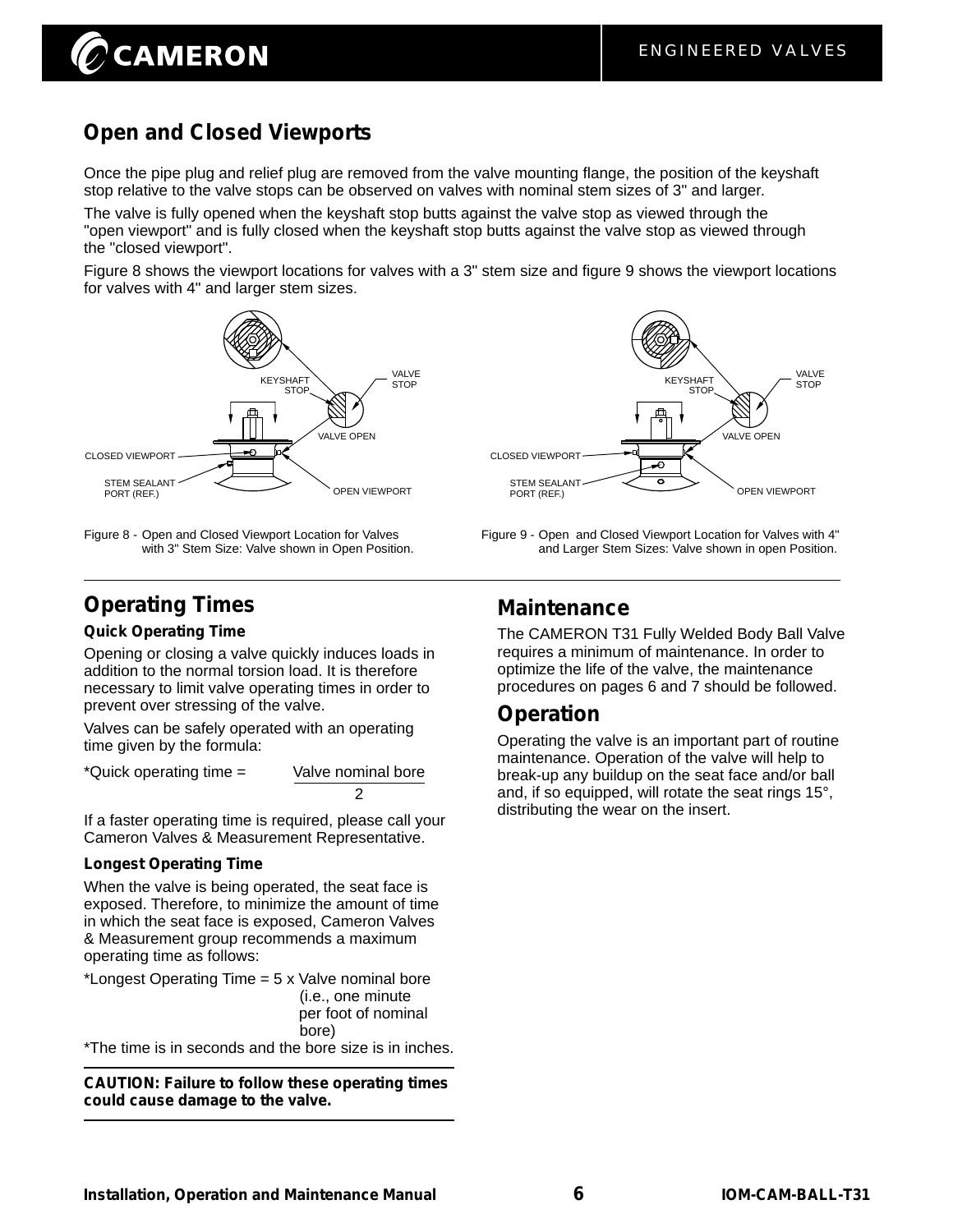## Open and Closed Viewports

Once the pipe plug and relief plug are removed from the valve mounting flange, the position of the keyshaft stop relative to the valve stops can be observed on valves with nominal stem sizes of 3" and larger.

The valve is fully opened when the keyshaft stop butts against the valve stop as viewed through the "open viewport" and is fully closed when the keyshaft stop butts against the valve stop as viewed through the "closed viewport".

Figure 8 shows the viewport locations for valves with a 3" stem size and figure 9 shows the viewport locations for valves with 4" and larger stem sizes.

KEYSHAFT STOP, VALVE STOP, VALVE OPEN, CLOSED VIEWPORT, STEM SEALANT PORT (REF.), OPEN VIEWPORT

Figure 8 - Open and Closed Viewport Location for Valves with 3" Stem Size: Valve shown in Open Position.

KEYSHAFT STOP, VALVE STOP, VALVE OPEN, CLOSED VIEWPORT, STEM SEALANT PORT (REF.), OPEN VIEWPORT

Figure 9 - Open and Closed Viewport Location for Valves with 4" and Larger Stem Sizes: Valve shown in open Position.

## Operating Times

### Quick Operating Time

Opening or closing a valve quickly induces loads in addition to the normal torsion load. It is therefore necessary to limit valve operating times in order to prevent over stressing of the valve.

Valves can be safely operated with an operating time given by the formula:

$$\text{*Quick operating time} = \frac{\text{Valve nominal bore}}{2}$$

If a faster operating time is required, please call your Cameron Valves & Measurement Representative.

### Longest Operating Time

When the valve is being operated, the seat face is exposed. Therefore, to minimize the amount of time in which the seat face is exposed, Cameron Valves & Measurement group recommends a maximum operating time as follows:

*Longest Operating Time = 5 x Valve nominal bore (i.e., one minute per foot of nominal bore)

*The time is in seconds and the bore size is in inches.

**CAUTION: Failure to follow these operating times could cause damage to the valve.**

## Maintenance

The CAMERON T31 Fully Welded Body Ball Valve requires a minimum of maintenance. In order to optimize the life of the valve, the maintenance procedures on pages 6 and 7 should be followed.

## Operation

Operating the valve is an important part of routine maintenance. Operation of the valve will help to break-up any buildup on the seat face and/or ball and, if so equipped, will rotate the seat rings 15°, distributing the wear on the insert.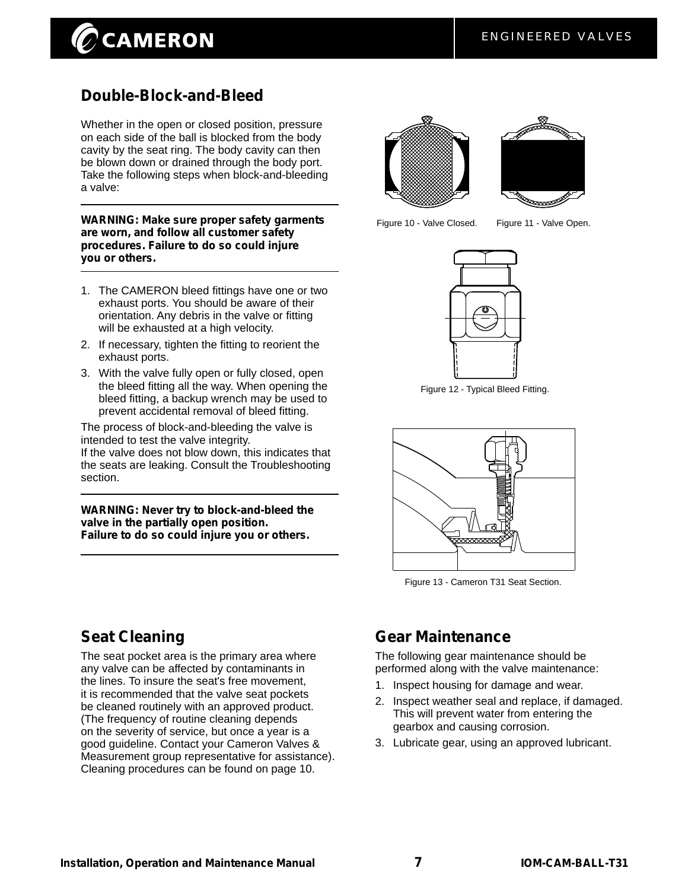## Double-Block-and-Bleed

Whether in the open or closed position, pressure on each side of the ball is blocked from the body cavity by the seat ring. The body cavity can then be blown down or drained through the body port. Take the following steps when block-and-bleeding a valve:

**WARNING: Make sure proper safety garments are worn, and follow all customer safety procedures. Failure to do so could injure you or others.**

1. The CAMERON bleed fittings have one or two exhaust ports. You should be aware of their orientation. Any debris in the valve or fitting will be exhausted at a high velocity.
2. If necessary, tighten the fitting to reorient the exhaust ports.
3. With the valve fully open or fully closed, open the bleed fitting all the way. When opening the bleed fitting, a backup wrench may be used to prevent accidental removal of bleed fitting.

The process of block-and-bleeding the valve is intended to test the valve integrity.
If the valve does not blow down, this indicates that the seats are leaking. Consult the Troubleshooting section.

**WARNING: Never try to block-and-bleed the valve in the partially open position. Failure to do so could injure you or others.**

Figure 10 - Valve Closed.

Figure 11 - Valve Open.

Figure 12 - Typical Bleed Fitting.

Figure 13 - Cameron T31 Seat Section.

## Seat Cleaning

The seat pocket area is the primary area where any valve can be affected by contaminants in the lines. To insure the seat's free movement, it is recommended that the valve seat pockets be cleaned routinely with an approved product. (The frequency of routine cleaning depends on the severity of service, but once a year is a good guideline. Contact your Cameron Valves & Measurement group representative for assistance). Cleaning procedures can be found on page 10.

## Gear Maintenance

The following gear maintenance should be performed along with the valve maintenance:

1. Inspect housing for damage and wear.
2. Inspect weather seal and replace, if damaged. This will prevent water from entering the gearbox and causing corrosion.
3. Lubricate gear, using an approved lubricant.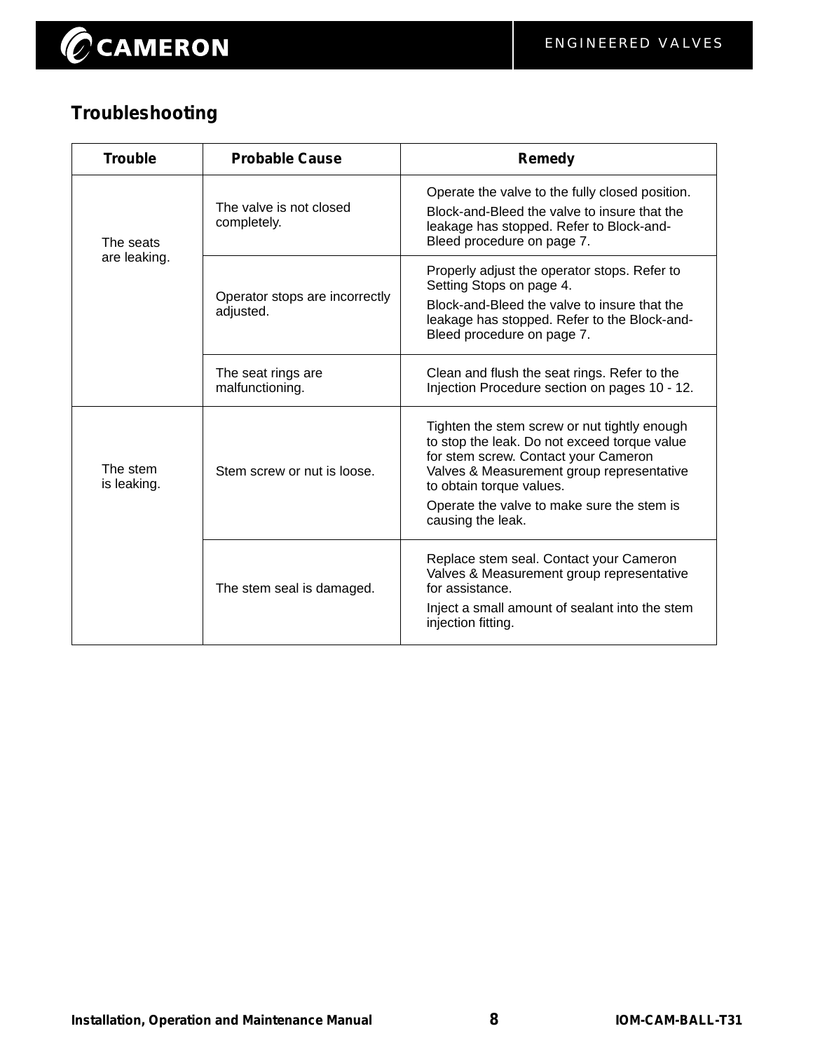## Troubleshooting

| Trouble | Probable Cause | Remedy |
|---|---|---|
| The seats are leaking. | The valve is not closed completely. | Operate the valve to the fully closed position.<br><br>Block-and-Bleed the valve to insure that the leakage has stopped. Refer to Block-and-Bleed procedure on page 7. |
| | Operator stops are incorrectly adjusted. | Properly adjust the operator stops. Refer to Setting Stops on page 4.<br><br>Block-and-Bleed the valve to insure that the leakage has stopped. Refer to the Block-and-Bleed procedure on page 7. |
| | The seat rings are malfunctioning. | Clean and flush the seat rings. Refer to the Injection Procedure section on pages 10 - 12. |
| The stem is leaking. | Stem screw or nut is loose. | Tighten the stem screw or nut tightly enough to stop the leak. Do not exceed torque value for stem screw. Contact your Cameron Valves & Measurement group representative to obtain torque values.<br><br>Operate the valve to make sure the stem is causing the leak. |
| | The stem seal is damaged. | Replace stem seal. Contact your Cameron Valves & Measurement group representative for assistance.<br><br>Inject a small amount of sealant into the stem injection fitting. |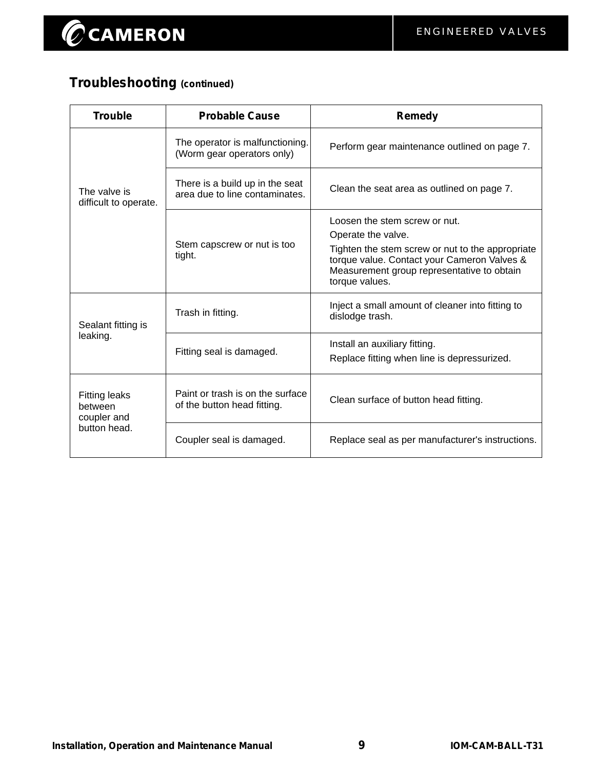## Troubleshooting (continued)

| Trouble | Probable Cause | Remedy |
|---|---|---|
| The valve is difficult to operate. | The operator is malfunctioning. (Worm gear operators only) | Perform gear maintenance outlined on page 7. |
| | There is a build up in the seat area due to line contaminates. | Clean the seat area as outlined on page 7. |
| | Stem capscrew or nut is too tight. | Loosen the stem screw or nut. Operate the valve. Tighten the stem screw or nut to the appropriate torque value. Contact your Cameron Valves & Measurement group representative to obtain torque values. |
| Sealant fitting is leaking. | Trash in fitting. | Inject a small amount of cleaner into fitting to dislodge trash. |
| | Fitting seal is damaged. | Install an auxiliary fitting. Replace fitting when line is depressurized. |
| Fitting leaks between coupler and button head. | Paint or trash is on the surface of the button head fitting. | Clean surface of button head fitting. |
| | Coupler seal is damaged. | Replace seal as per manufacturer's instructions. |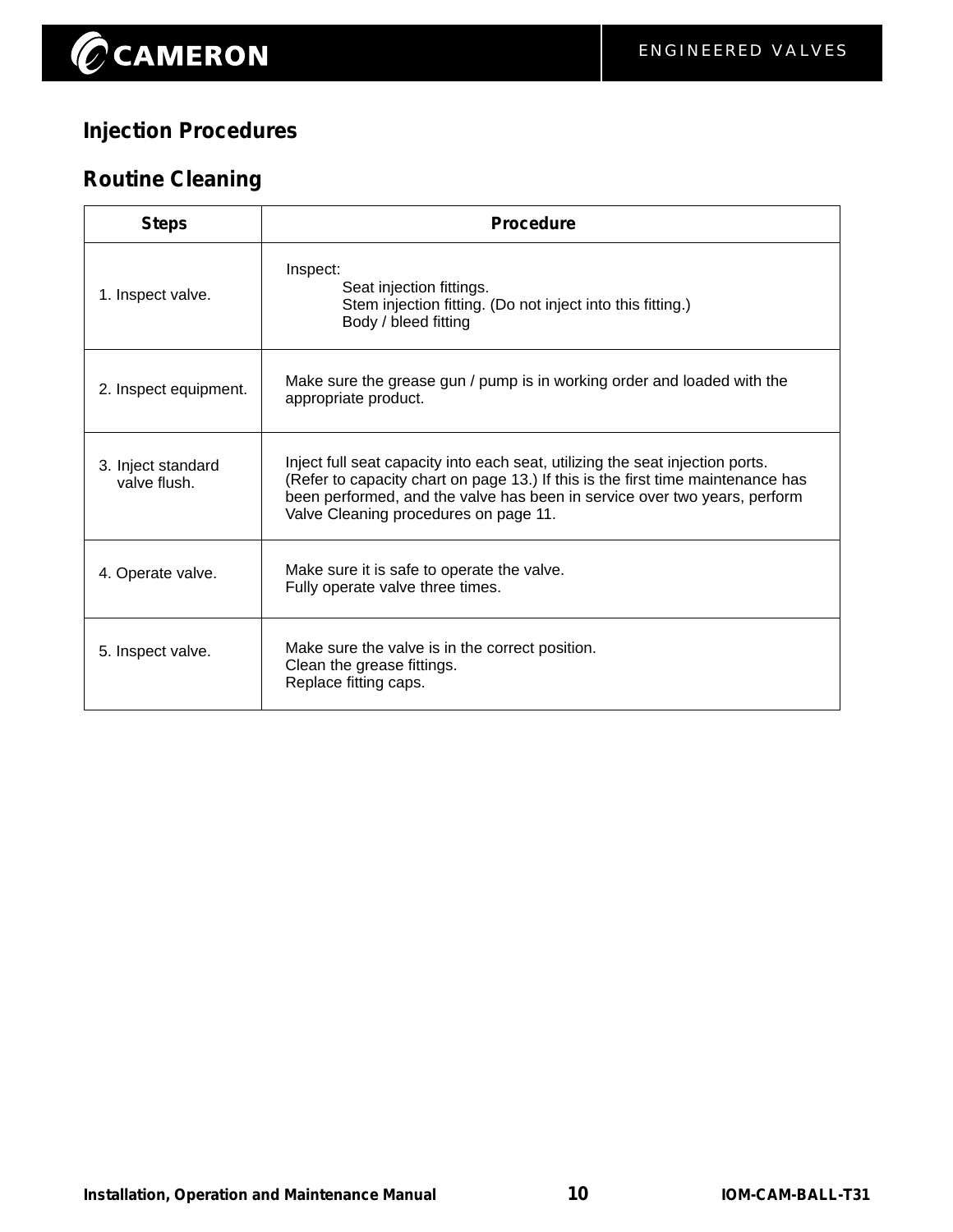## Injection Procedures

## Routine Cleaning

| Steps | Procedure |
|---|---|
| 1. Inspect valve. | Inspect:<br>Seat injection fittings.<br>Stem injection fitting. (Do not inject into this fitting.)<br>Body / bleed fitting |
| 2. Inspect equipment. | Make sure the grease gun / pump is in working order and loaded with the appropriate product. |
| 3. Inject standard valve flush. | Inject full seat capacity into each seat, utilizing the seat injection ports. (Refer to capacity chart on page 13.) If this is the first time maintenance has been performed, and the valve has been in service over two years, perform Valve Cleaning procedures on page 11. |
| 4. Operate valve. | Make sure it is safe to operate the valve.<br>Fully operate valve three times. |
| 5. Inspect valve. | Make sure the valve is in the correct position.<br>Clean the grease fittings.<br>Replace fitting caps. |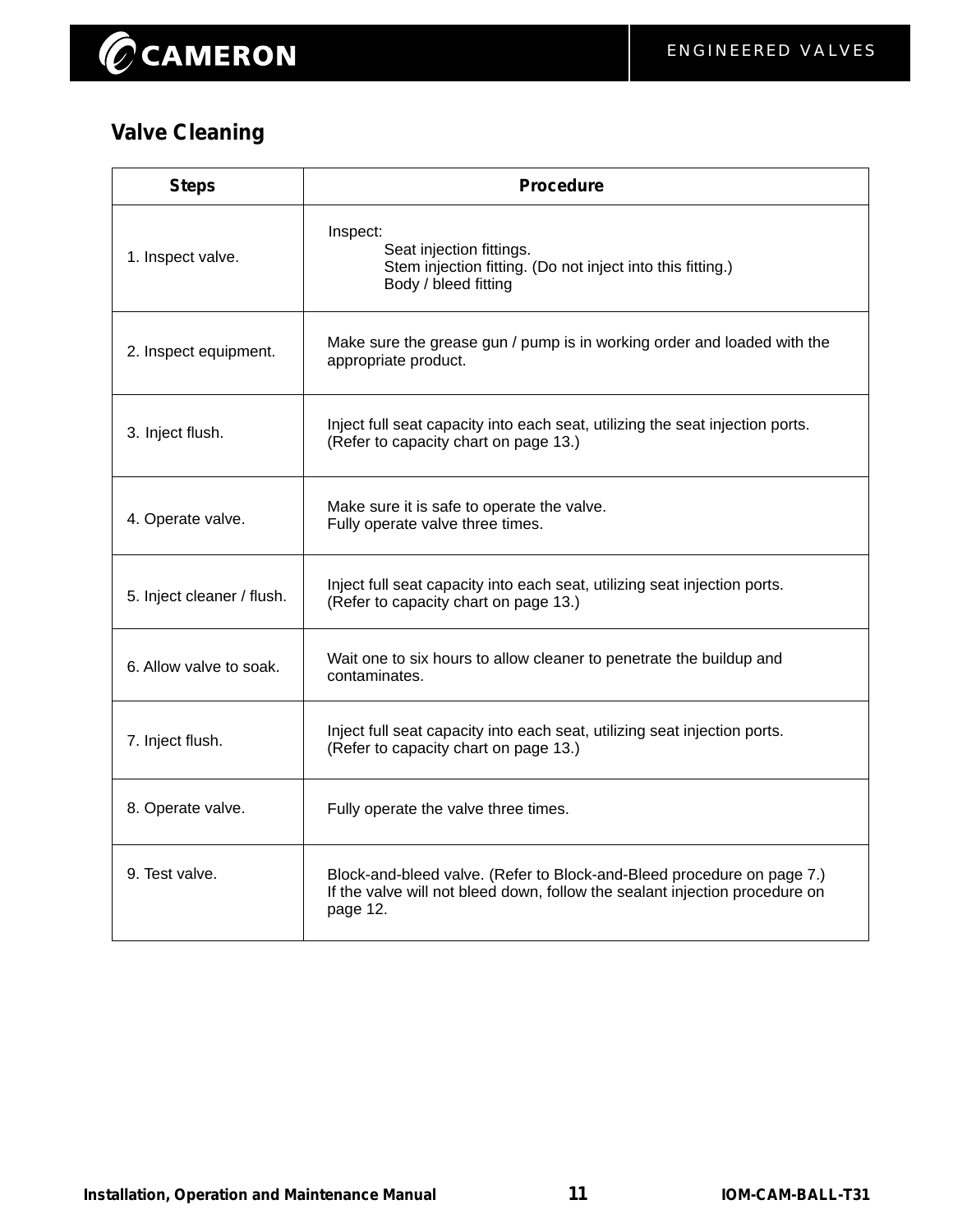## Valve Cleaning

| Steps | Procedure |
|---|---|
| 1. Inspect valve. | Inspect:<br>Seat injection fittings.<br>Stem injection fitting. (Do not inject into this fitting.)<br>Body / bleed fitting |
| 2. Inspect equipment. | Make sure the grease gun / pump is in working order and loaded with the appropriate product. |
| 3. Inject flush. | Inject full seat capacity into each seat, utilizing the seat injection ports. (Refer to capacity chart on page 13.) |
| 4. Operate valve. | Make sure it is safe to operate the valve.<br>Fully operate valve three times. |
| 5. Inject cleaner / flush. | Inject full seat capacity into each seat, utilizing seat injection ports. (Refer to capacity chart on page 13.) |
| 6. Allow valve to soak. | Wait one to six hours to allow cleaner to penetrate the buildup and contaminates. |
| 7. Inject flush. | Inject full seat capacity into each seat, utilizing seat injection ports. (Refer to capacity chart on page 13.) |
| 8. Operate valve. | Fully operate the valve three times. |
| 9. Test valve. | Block-and-bleed valve. (Refer to Block-and-Bleed procedure on page 7.)<br>If the valve will not bleed down, follow the sealant injection procedure on page 12. |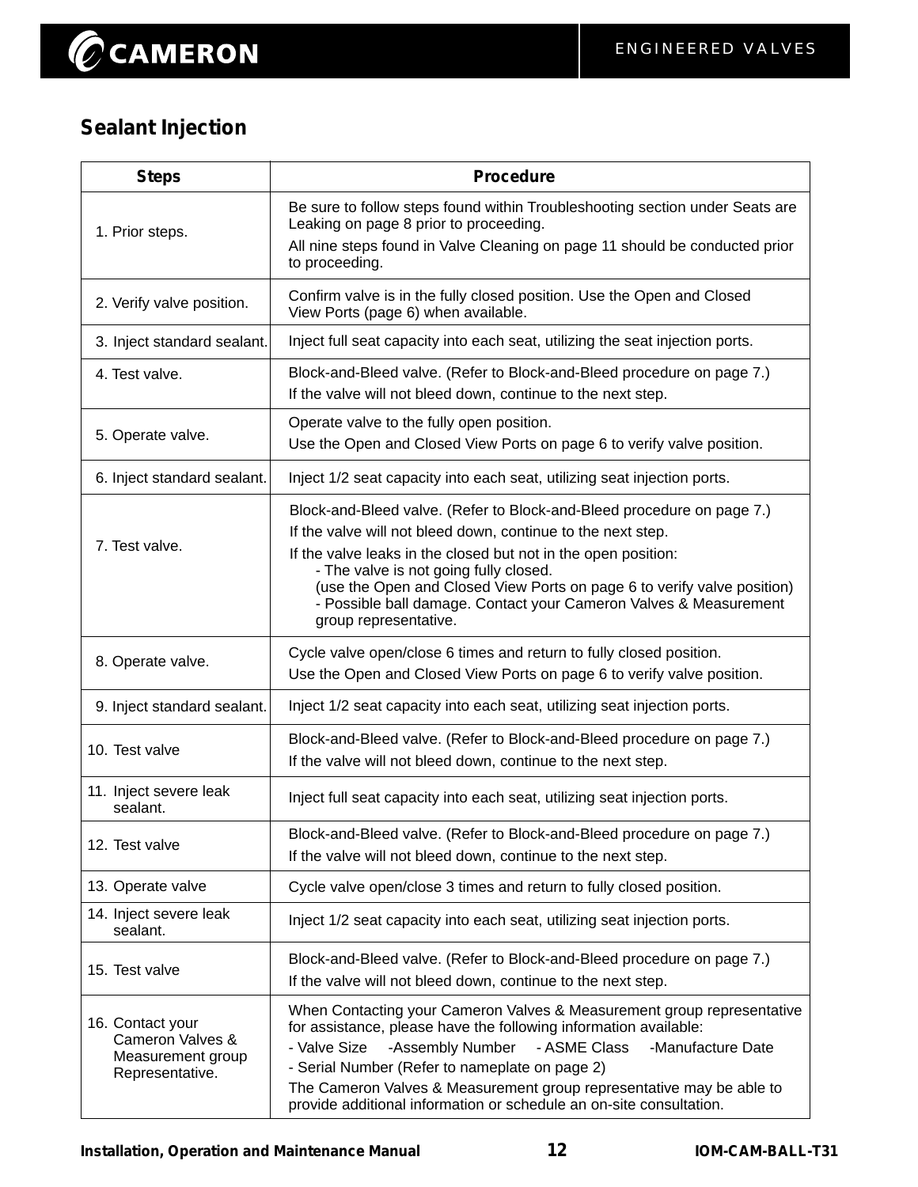## Sealant Injection

| Steps | Procedure |
|---|---|
| 1. Prior steps. | Be sure to follow steps found within Troubleshooting section under Seats are Leaking on page 8 prior to proceeding.<br>All nine steps found in Valve Cleaning on page 11 should be conducted prior to proceeding. |
| 2. Verify valve position. | Confirm valve is in the fully closed position. Use the Open and Closed View Ports (page 6) when available. |
| 3. Inject standard sealant. | Inject full seat capacity into each seat, utilizing the seat injection ports. |
| 4. Test valve. | Block-and-Bleed valve. (Refer to Block-and-Bleed procedure on page 7.)<br>If the valve will not bleed down, continue to the next step. |
| 5. Operate valve. | Operate valve to the fully open position.<br>Use the Open and Closed View Ports on page 6 to verify valve position. |
| 6. Inject standard sealant. | Inject 1/2 seat capacity into each seat, utilizing seat injection ports. |
| 7. Test valve. | Block-and-Bleed valve. (Refer to Block-and-Bleed procedure on page 7.)<br>If the valve will not bleed down, continue to the next step.<br>If the valve leaks in the closed but not in the open position:<br>- The valve is not going fully closed.<br>(use the Open and Closed View Ports on page 6 to verify valve position)<br>- Possible ball damage. Contact your Cameron Valves & Measurement group representative. |
| 8. Operate valve. | Cycle valve open/close 6 times and return to fully closed position.<br>Use the Open and Closed View Ports on page 6 to verify valve position. |
| 9. Inject standard sealant. | Inject 1/2 seat capacity into each seat, utilizing seat injection ports. |
| 10. Test valve | Block-and-Bleed valve. (Refer to Block-and-Bleed procedure on page 7.)<br>If the valve will not bleed down, continue to the next step. |
| 11. Inject severe leak sealant. | Inject full seat capacity into each seat, utilizing seat injection ports. |
| 12. Test valve | Block-and-Bleed valve. (Refer to Block-and-Bleed procedure on page 7.)<br>If the valve will not bleed down, continue to the next step. |
| 13. Operate valve | Cycle valve open/close 3 times and return to fully closed position. |
| 14. Inject severe leak sealant. | Inject 1/2 seat capacity into each seat, utilizing seat injection ports. |
| 15. Test valve | Block-and-Bleed valve. (Refer to Block-and-Bleed procedure on page 7.)<br>If the valve will not bleed down, continue to the next step. |
| 16. Contact your Cameron Valves & Measurement group Representative. | When Contacting your Cameron Valves & Measurement group representative for assistance, please have the following information available:<br>- Valve Size -Assembly Number - ASME Class -Manufacture Date<br>- Serial Number (Refer to nameplate on page 2)<br>The Cameron Valves & Measurement group representative may be able to provide additional information or schedule an on-site consultation. |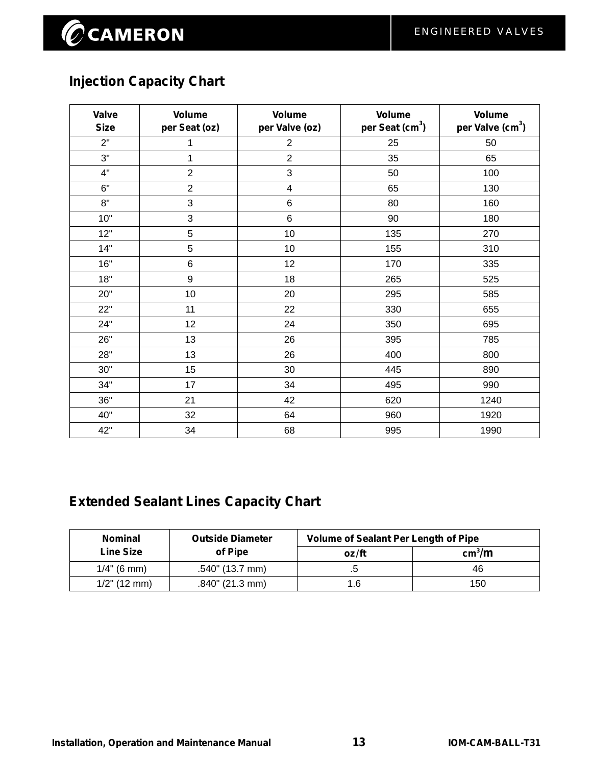## Injection Capacity Chart

| Valve Size | Volume per Seat (oz) | Volume per Valve (oz) | Volume per Seat ($cm^3$) | Volume per Valve ($cm^3$) |
|---|---|---|---|---|
| 2" | 1 | 2 | 25 | 50 |
| 3" | 1 | 2 | 35 | 65 |
| 4" | 2 | 3 | 50 | 100 |
| 6" | 2 | 4 | 65 | 130 |
| 8" | 3 | 6 | 80 | 160 |
| 10" | 3 | 6 | 90 | 180 |
| 12" | 5 | 10 | 135 | 270 |
| 14" | 5 | 10 | 155 | 310 |
| 16" | 6 | 12 | 170 | 335 |
| 18" | 9 | 18 | 265 | 525 |
| 20" | 10 | 20 | 295 | 585 |
| 22" | 11 | 22 | 330 | 655 |
| 24" | 12 | 24 | 350 | 695 |
| 26" | 13 | 26 | 395 | 785 |
| 28" | 13 | 26 | 400 | 800 |
| 30" | 15 | 30 | 445 | 890 |
| 34" | 17 | 34 | 495 | 990 |
| 36" | 21 | 42 | 620 | 1240 |
| 40" | 32 | 64 | 960 | 1920 |
| 42" | 34 | 68 | 995 | 1990 |

## Extended Sealant Lines Capacity Chart

| Nominal Line Size | Outside Diameter of Pipe | Volume of Sealant Per Length of Pipe | |
|---|---|---|---|
| | | oz/ft | $cm^3/m$ |
| 1/4" (6 mm) | .540" (13.7 mm) | .5 | 46 |
| 1/2" (12 mm) | .840" (21.3 mm) | 1.6 | 150 |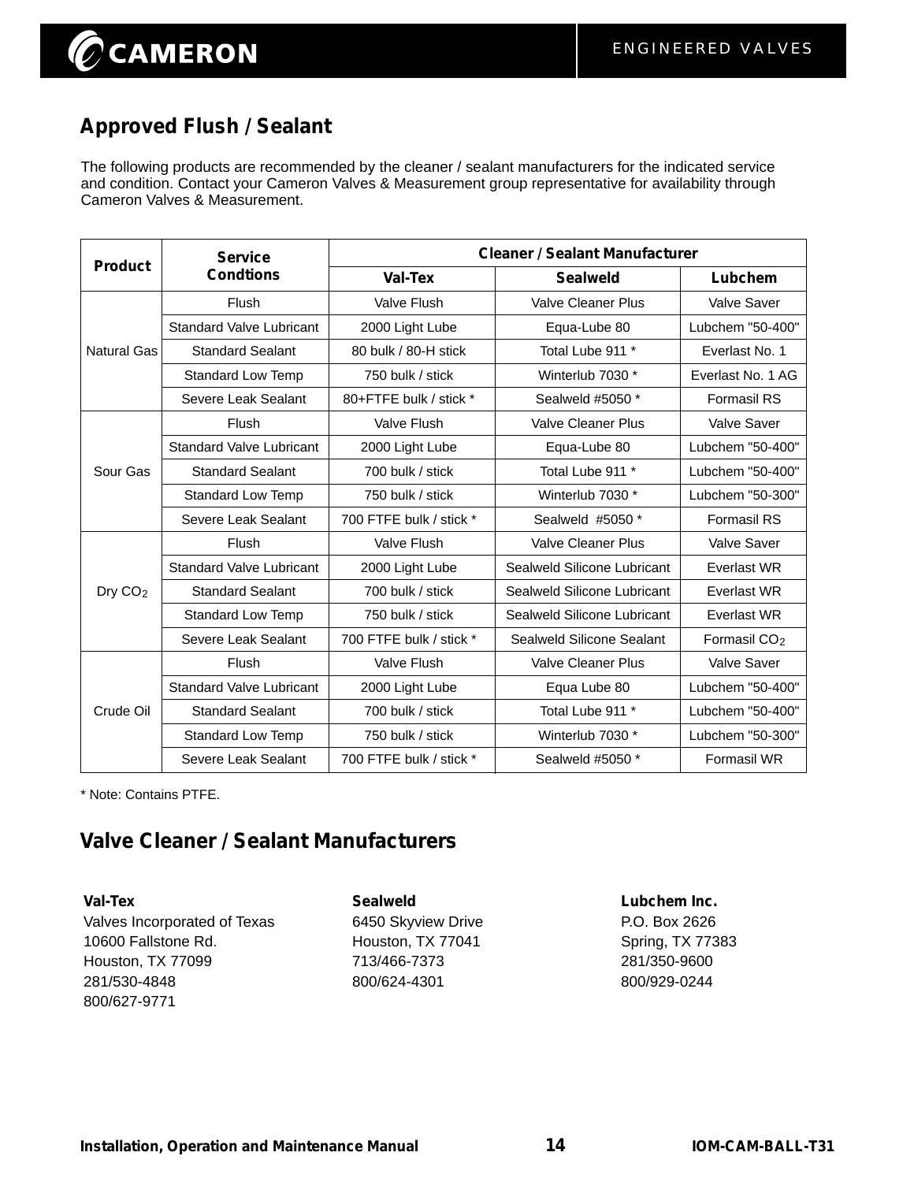## Approved Flush / Sealant

The following products are recommended by the cleaner / sealant manufacturers for the indicated service and condition. Contact your Cameron Valves & Measurement group representative for availability through Cameron Valves & Measurement.

| Product | Service Condtions | Cleaner / Sealant Manufacturer | | |
|---|---|---|---|---|
| | | Val-Tex | Sealweld | Lubchem |
| Natural Gas | Flush | Valve Flush | Valve Cleaner Plus | Valve Saver |
| | Standard Valve Lubricant | 2000 Light Lube | Equa-Lube 80 | Lubchem "50-400" |
| | Standard Sealant | 80 bulk / 80-H stick | Total Lube 911 * | Everlast No. 1 |
| | Standard Low Temp | 750 bulk / stick | Winterlub 7030 * | Everlast No. 1 AG |
| | Severe Leak Sealant | 80+FTFE bulk / stick * | Sealweld #5050 * | Formasil RS |
| Sour Gas | Flush | Valve Flush | Valve Cleaner Plus | Valve Saver |
| | Standard Valve Lubricant | 2000 Light Lube | Equa-Lube 80 | Lubchem "50-400" |
| | Standard Sealant | 700 bulk / stick | Total Lube 911 * | Lubchem "50-400" |
| | Standard Low Temp | 750 bulk / stick | Winterlub 7030 * | Lubchem "50-300" |
| | Severe Leak Sealant | 700 FTFE bulk / stick * | Sealweld #5050 * | Formasil RS |
| Dry $CO_2$ | Flush | Valve Flush | Valve Cleaner Plus | Valve Saver |
| | Standard Valve Lubricant | 2000 Light Lube | Sealweld Silicone Lubricant | Everlast WR |
| | Standard Sealant | 700 bulk / stick | Sealweld Silicone Lubricant | Everlast WR |
| | Standard Low Temp | 750 bulk / stick | Sealweld Silicone Lubricant | Everlast WR |
| | Severe Leak Sealant | 700 FTFE bulk / stick * | Sealweld Silicone Sealant | Formasil $CO_2$ |
| Crude Oil | Flush | Valve Flush | Valve Cleaner Plus | Valve Saver |
| | Standard Valve Lubricant | 2000 Light Lube | Equa Lube 80 | Lubchem "50-400" |
| | Standard Sealant | 700 bulk / stick | Total Lube 911 * | Lubchem "50-400" |
| | Standard Low Temp | 750 bulk / stick | Winterlub 7030 * | Lubchem "50-300" |
| | Severe Leak Sealant | 700 FTFE bulk / stick * | Sealweld #5050 * | Formasil WR |

* Note: Contains PTFE.

## Valve Cleaner / Sealant Manufacturers

**Val-Tex**
Valves Incorporated of Texas
10600 Fallstone Rd.
Houston, TX 77099
281/530-4848
800/627-9771

**Sealweld**
6450 Skyview Drive
Houston, TX 77041
713/466-7373
800/624-4301

**Lubchem Inc.**
P.O. Box 2626
Spring, TX 77383
281/350-9600
800/929-0244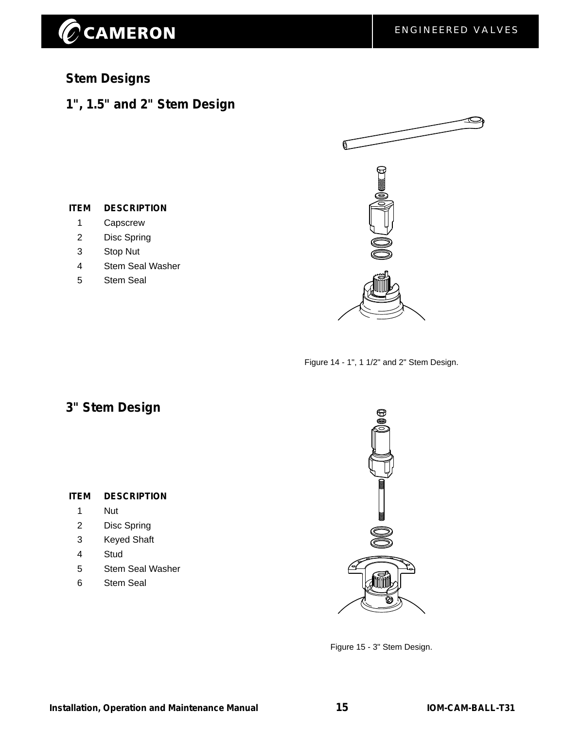## Stem Designs

### 1", 1.5" and 2" Stem Design

| ITEM | DESCRIPTION |
|---|---|
| 1 | Capscrew |
| 2 | Disc Spring |
| 3 | Stop Nut |
| 4 | Stem Seal Washer |
| 5 | Stem Seal |

Figure 14 - 1", 1 1/2" and 2" Stem Design.

### 3" Stem Design

| ITEM | DESCRIPTION |
|---|---|
| 1 | Nut |
| 2 | Disc Spring |
| 3 | Keyed Shaft |
| 4 | Stud |
| 5 | Stem Seal Washer |
| 6 | Stem Seal |

Figure 15 - 3" Stem Design.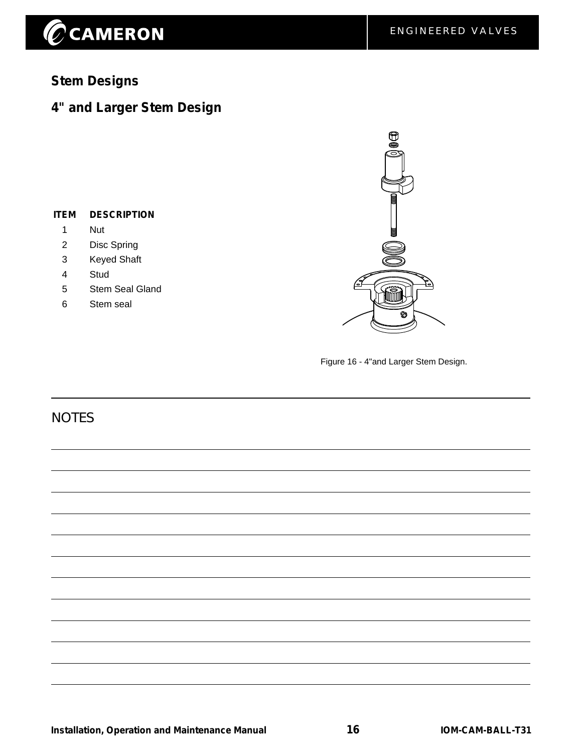## Stem Designs

### 4" and Larger Stem Design

| ITEM | DESCRIPTION |
|---|---|
| 1 | Nut |
| 2 | Disc Spring |
| 3 | Keyed Shaft |
| 4 | Stud |
| 5 | Stem Seal Gland |
| 6 | Stem seal |

Figure 16 - 4"and Larger Stem Design.

NOTES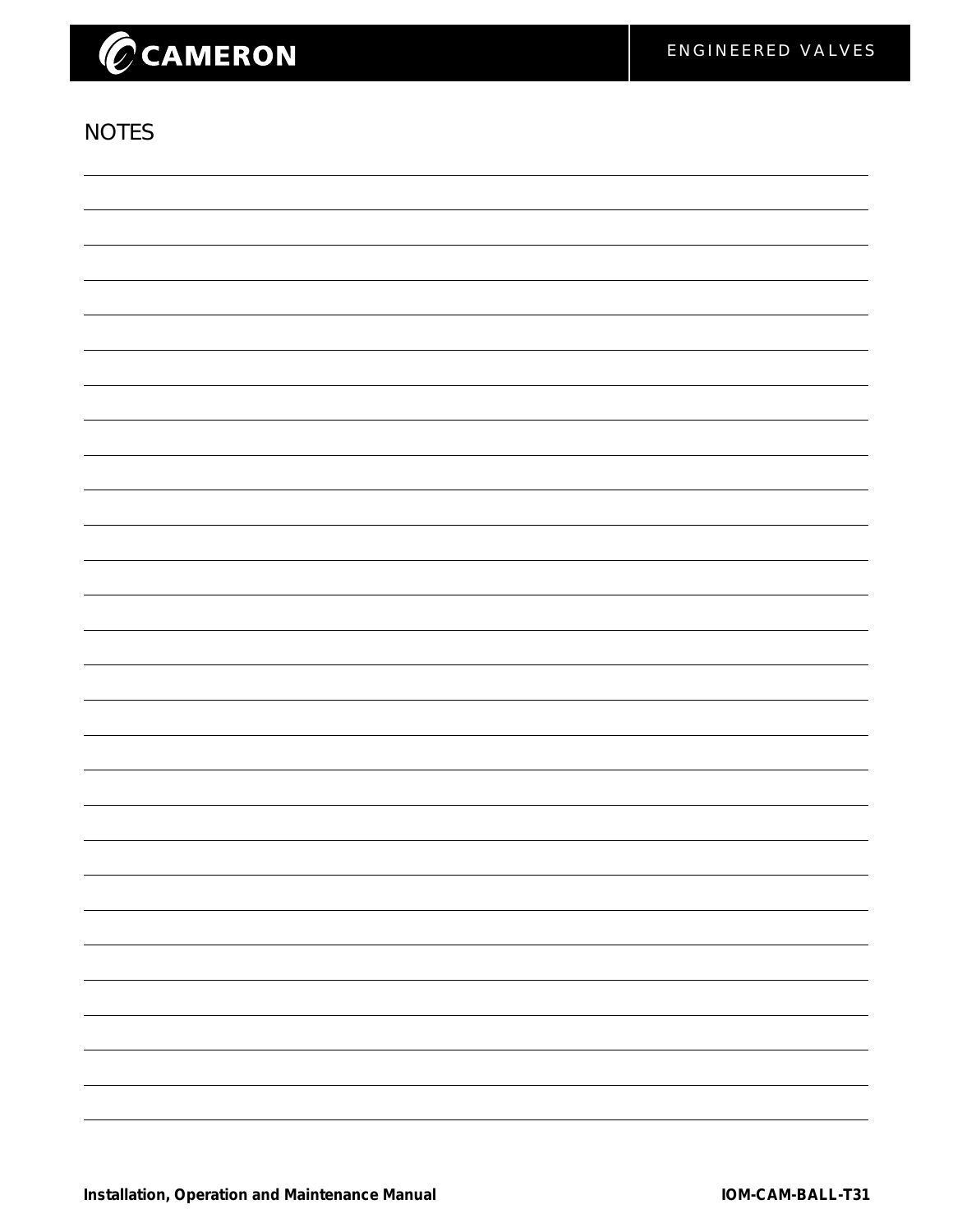## NOTES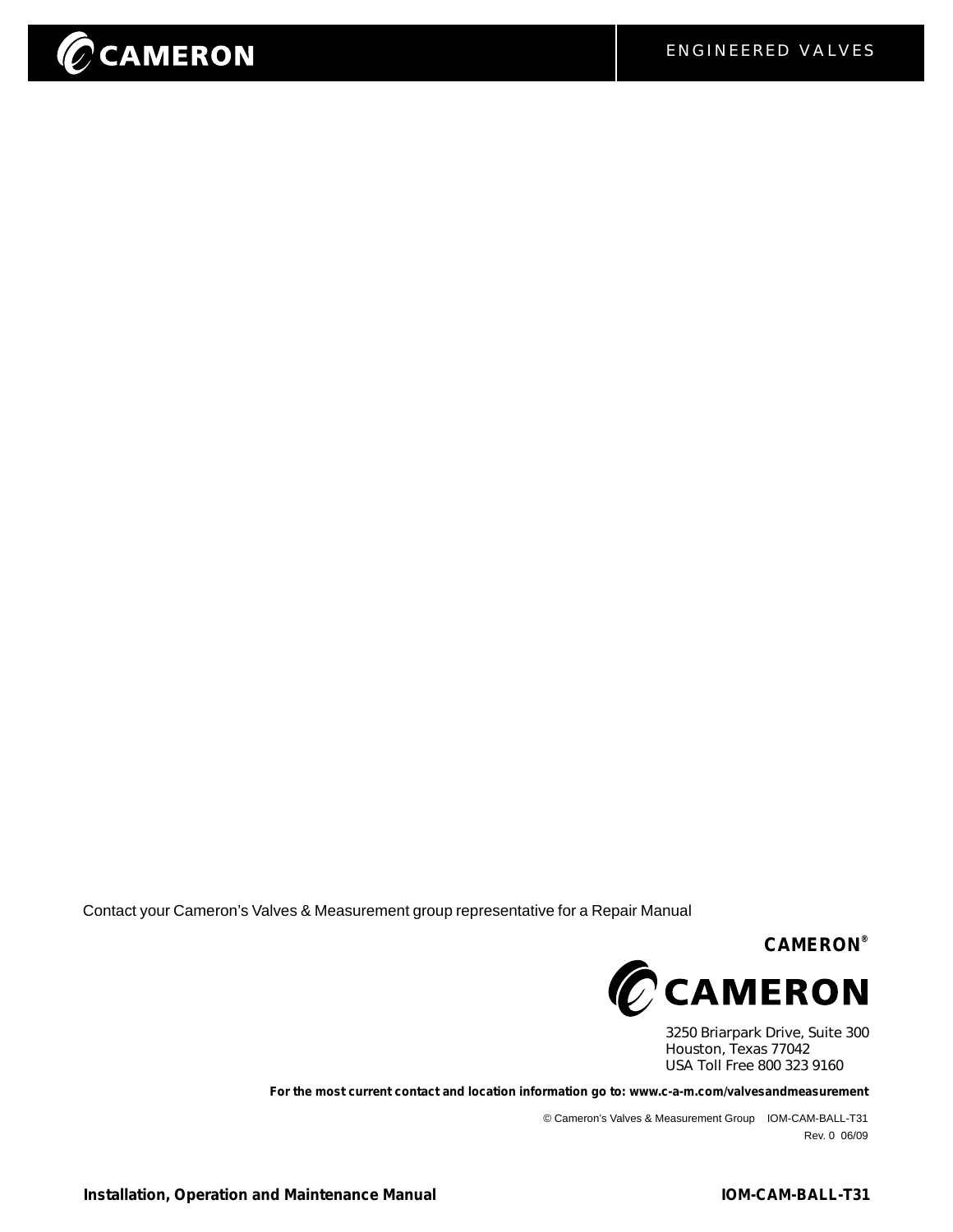Contact your Cameron's Valves & Measurement group representative for a Repair Manual

**CAMERON®**

CAMERON

3250 Briarpark Drive, Suite 300
Houston, Texas 77042
USA Toll Free 800 323 9160

**For the most current contact and location information go to: www.c-a-m.com/valvesandmeasurement**

© Cameron's Valves & Measurement Group IOM-CAM-BALL-T31
Rev. 0 06/09